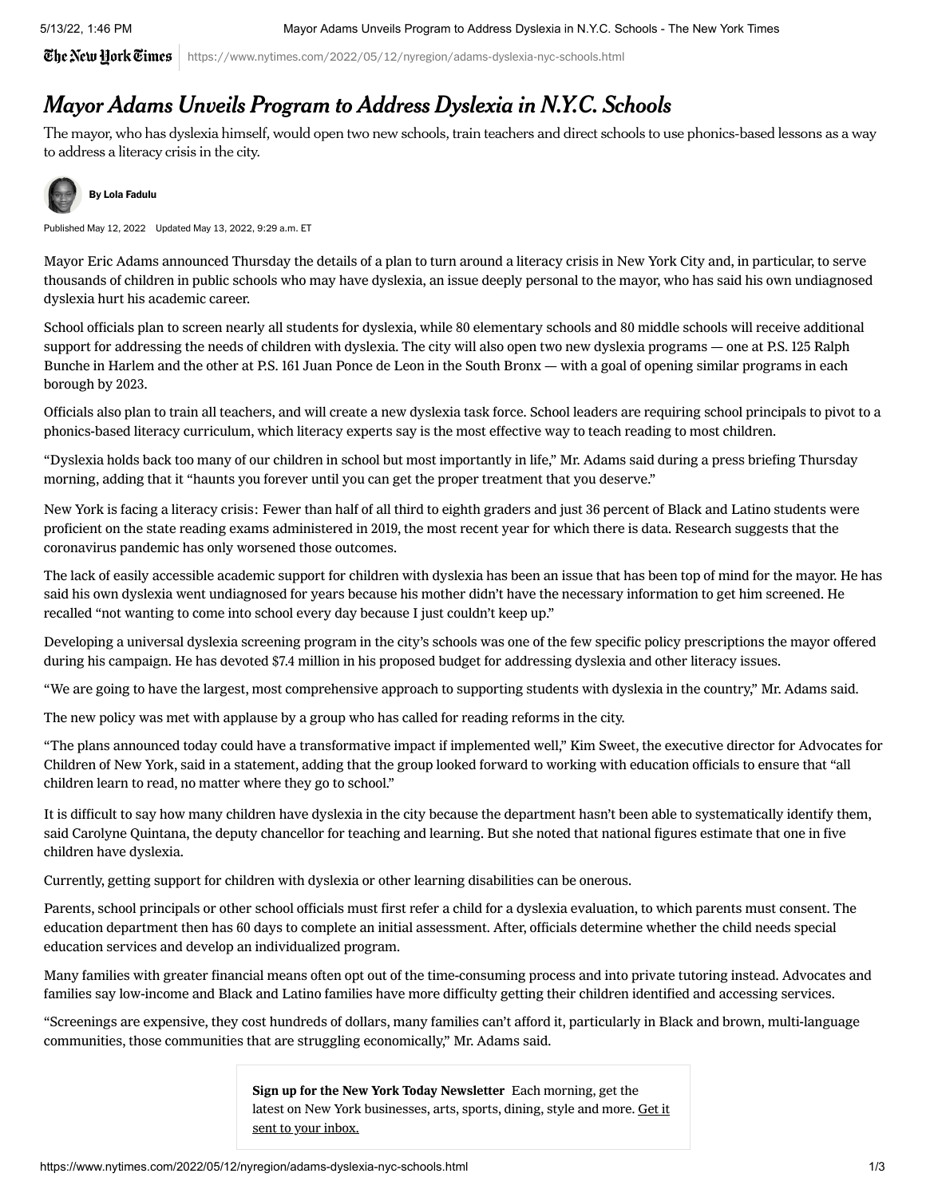# *Mayor Adams Unveils Program to Address Dyslexia in N.Y.C. Schools*

The mayor, who has dyslexia himself, would open two new schools, train teachers and direct schools to use phonics-based lessons as a way to address a literacy crisis in the city.

**By Lola Fadulu**

Published May 12, 2022 Updated May 13, 2022, 9:29 a.m. ET

Mayor Eric Adams announced Thursday the details of a plan to turn around a literacy crisis in New York City and, in particular, to serve thousands of children in public schools who may have dyslexia, an issue deeply personal to the mayor, who has said his own undiagnosed dyslexia hurt his academic career.

School officials plan to screen nearly all students for dyslexia, while 80 elementary schools and 80 middle schools will receive additional support for addressing the needs of children with dyslexia. The city will also open two new dyslexia programs — one at P.S. 125 Ralph Bunche in Harlem and the other at P.S. 161 Juan Ponce de Leon in the South Bronx — with a goal of opening similar programs in each borough by 2023.

Officials also plan to train all teachers, and will create a new dyslexia task force. School leaders are requiring school principals to pivot to a phonics-based literacy curriculum, which literacy experts say is the most effective way to teach reading to most children.

"Dyslexia holds back too many of our children in school but most importantly in life," Mr. Adams said during a press briefing Thursday morning, adding that it "haunts you forever until you can get the proper treatment that you deserve."

New York is facing a literacy crisis: Fewer than half of all third to eighth graders and just 36 percent of Black and Latino students were proficient on the state reading exams administered in 2019, the most recent year for which there is data. Research suggests that the coronavirus pandemic has only worsened those outcomes.

The lack of easily accessible academic support for children with dyslexia has been an issue that has been top of mind for the mayor. He has said his own dyslexia went undiagnosed for years because his mother didn't have the necessary information to get him screened. He recalled "not wanting to come into school every day because I just couldn't keep up."

Developing a universal dyslexia screening program in the city's schools was one of the few specific policy prescriptions the mayor offered during his campaign. He has devoted $7.4 million in his proposed budget for addressing dyslexia and other literacy issues.

"We are going to have the largest, most comprehensive approach to supporting students with dyslexia in the country," Mr. Adams said.

The new policy was met with applause by a group who has called for reading reforms in the city.

"The plans announced today could have a transformative impact if implemented well," Kim Sweet, the executive director for Advocates for Children of New York, said in a statement, adding that the group looked forward to working with education officials to ensure that "all children learn to read, no matter where they go to school."

It is difficult to say how many children have dyslexia in the city because the department hasn't been able to systematically identify them, said Carolyne Quintana, the deputy chancellor for teaching and learning. But she noted that national figures estimate that one in five children have dyslexia.

Currently, getting support for children with dyslexia or other learning disabilities can be onerous.

Parents, school principals or other school officials must first refer a child for a dyslexia evaluation, to which parents must consent. The education department then has 60 days to complete an initial assessment. After, officials determine whether the child needs special education services and develop an individualized program.

Many families with greater financial means often opt out of the time-consuming process and into private tutoring instead. Advocates and families say low-income and Black and Latino families have more difficulty getting their children identified and accessing services.

"Screenings are expensive, they cost hundreds of dollars, many families can't afford it, particularly in Black and brown, multi-language communities, those communities that are struggling economically," Mr. Adams said.

**Sign up for the New York Today Newsletter** Each morning, get the latest on New York businesses, arts, sports, dining, style and more. Get it sent to your inbox.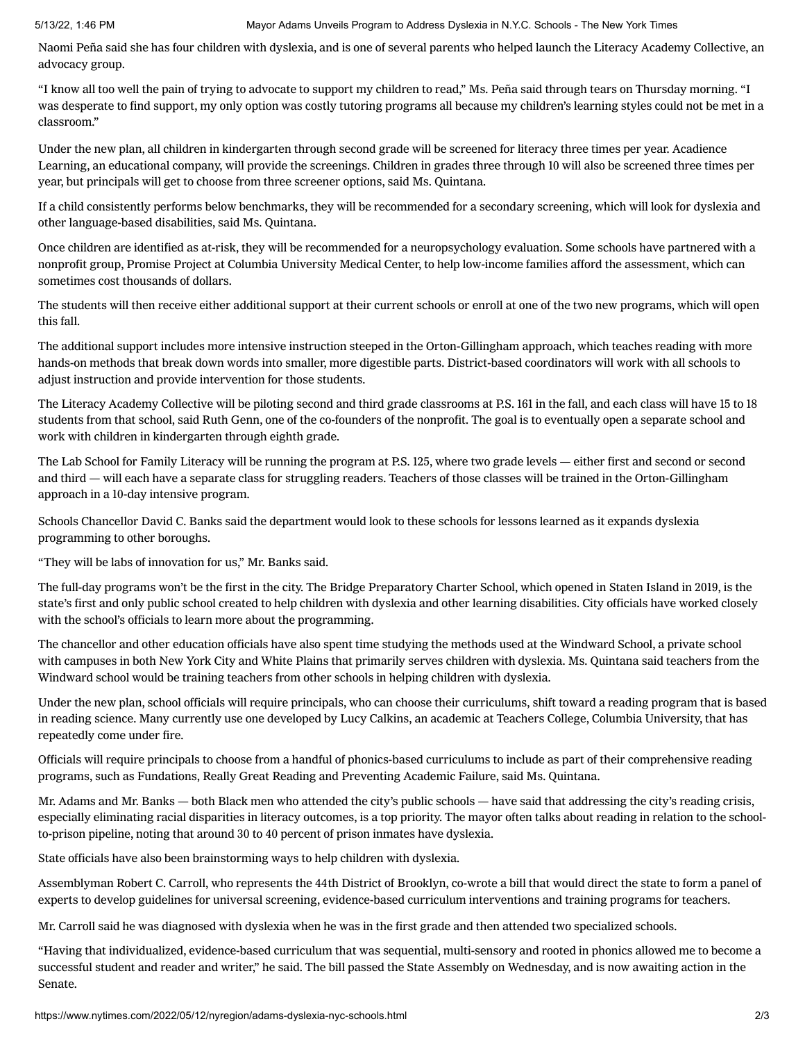Naomi Peña said she has four children with dyslexia, and is one of several parents who helped launch the Literacy Academy Collective, an advocacy group.

"I know all too well the pain of trying to advocate to support my children to read," Ms. Peña said through tears on Thursday morning. "I was desperate to find support, my only option was costly tutoring programs all because my children's learning styles could not be met in a classroom."

Under the new plan, all children in kindergarten through second grade will be screened for literacy three times per year. Acadience Learning, an educational company, will provide the screenings. Children in grades three through 10 will also be screened three times per year, but principals will get to choose from three screener options, said Ms. Quintana.

If a child consistently performs below benchmarks, they will be recommended for a secondary screening, which will look for dyslexia and other language-based disabilities, said Ms. Quintana.

Once children are identified as at-risk, they will be recommended for a neuropsychology evaluation. Some schools have partnered with a nonprofit group, Promise Project at Columbia University Medical Center, to help low-income families afford the assessment, which can sometimes cost thousands of dollars.

The students will then receive either additional support at their current schools or enroll at one of the two new programs, which will open this fall.

The additional support includes more intensive instruction steeped in the Orton-Gillingham approach, which teaches reading with more hands-on methods that break down words into smaller, more digestible parts. District-based coordinators will work with all schools to adjust instruction and provide intervention for those students.

The Literacy Academy Collective will be piloting second and third grade classrooms at P.S. 161 in the fall, and each class will have 15 to 18 students from that school, said Ruth Genn, one of the co-founders of the nonprofit. The goal is to eventually open a separate school and work with children in kindergarten through eighth grade.

The Lab School for Family Literacy will be running the program at P.S. 125, where two grade levels — either first and second or second and third — will each have a separate class for struggling readers. Teachers of those classes will be trained in the Orton-Gillingham approach in a 10-day intensive program.

Schools Chancellor David C. Banks said the department would look to these schools for lessons learned as it expands dyslexia programming to other boroughs.

"They will be labs of innovation for us," Mr. Banks said.

The full-day programs won't be the first in the city. The Bridge Preparatory Charter School, which opened in Staten Island in 2019, is the state's first and only public school created to help children with dyslexia and other learning disabilities. City officials have worked closely with the school's officials to learn more about the programming.

The chancellor and other education officials have also spent time studying the methods used at the Windward School, a private school with campuses in both New York City and White Plains that primarily serves children with dyslexia. Ms. Quintana said teachers from the Windward school would be training teachers from other schools in helping children with dyslexia.

Under the new plan, school officials will require principals, who can choose their curriculums, shift toward a reading program that is based in reading science. Many currently use one developed by Lucy Calkins, an academic at Teachers College, Columbia University, that has repeatedly come under fire.

Officials will require principals to choose from a handful of phonics-based curriculums to include as part of their comprehensive reading programs, such as Fundations, Really Great Reading and Preventing Academic Failure, said Ms. Quintana.

Mr. Adams and Mr. Banks — both Black men who attended the city's public schools — have said that addressing the city's reading crisis, especially eliminating racial disparities in literacy outcomes, is a top priority. The mayor often talks about reading in relation to the school-to-prison pipeline, noting that around 30 to 40 percent of prison inmates have dyslexia.

State officials have also been brainstorming ways to help children with dyslexia.

Assemblyman Robert C. Carroll, who represents the 44th District of Brooklyn, co-wrote a bill that would direct the state to form a panel of experts to develop guidelines for universal screening, evidence-based curriculum interventions and training programs for teachers.

Mr. Carroll said he was diagnosed with dyslexia when he was in the first grade and then attended two specialized schools.

"Having that individualized, evidence-based curriculum that was sequential, multi-sensory and rooted in phonics allowed me to become a successful student and reader and writer," he said. The bill passed the State Assembly on Wednesday, and is now awaiting action in the Senate.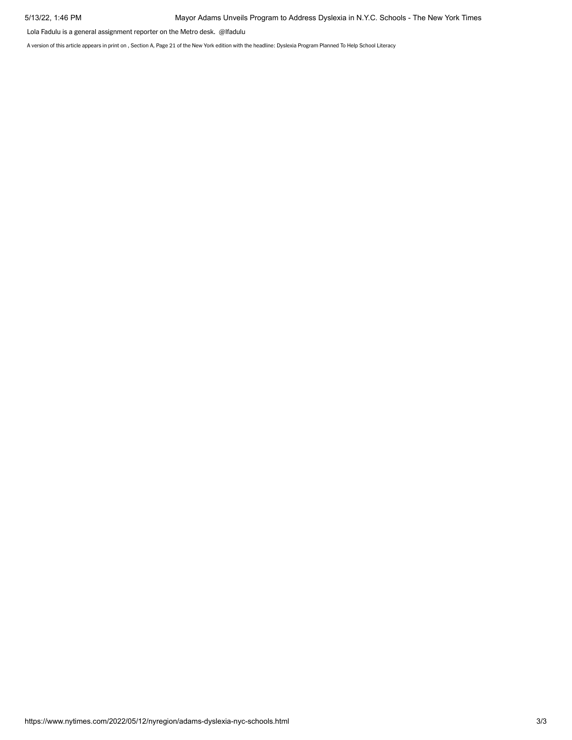Lola Fadulu is a general assignment reporter on the Metro desk. @lfadulu

A version of this article appears in print on , Section A, Page 21 of the New York edition with the headline: Dyslexia Program Planned To Help School Literacy